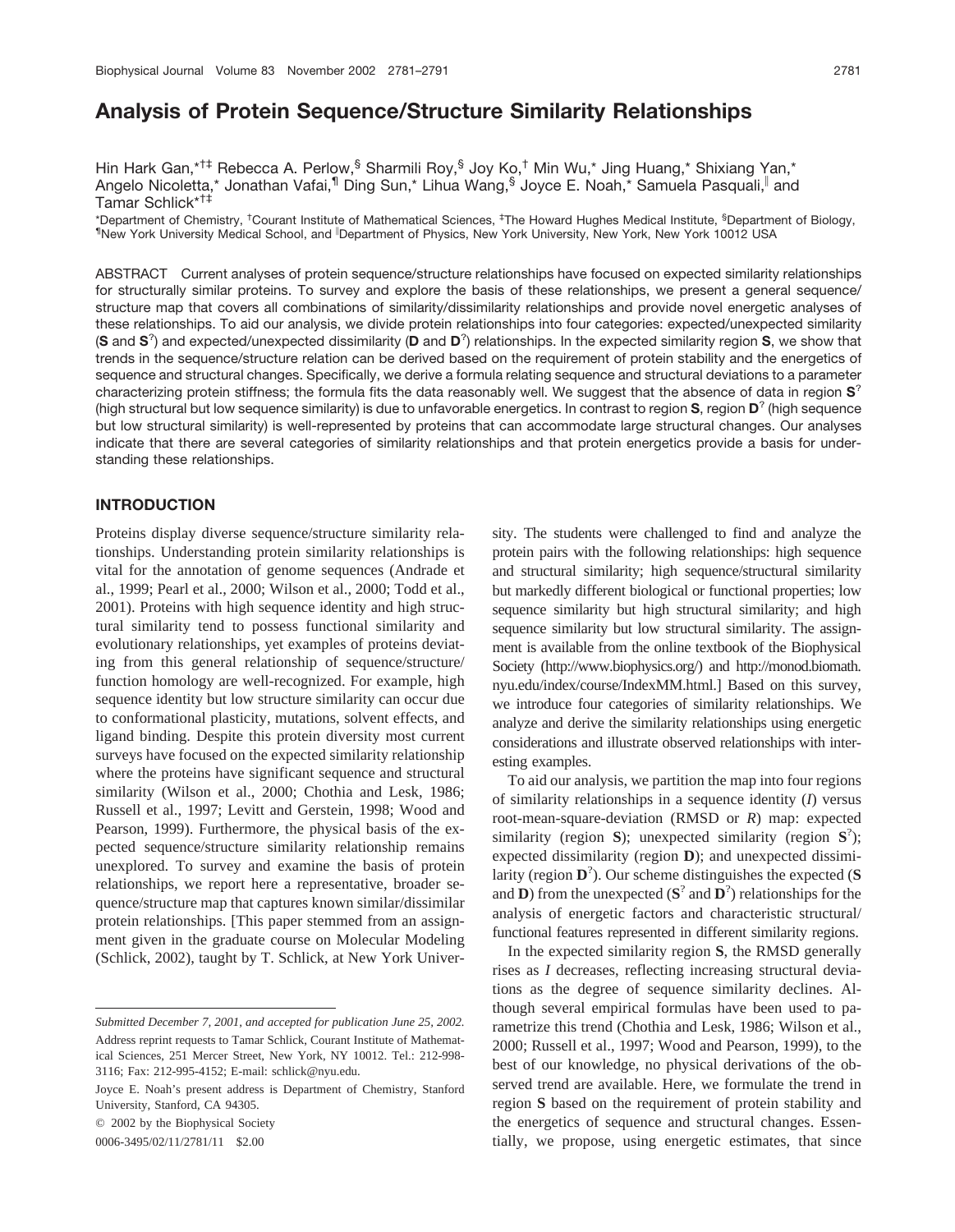# Analysis of Protein Sequence/Structure Similarity Relationships

Hin Hark Gan,[*†‡] Rebecca A. Perlow,[§] Sharmili Roy,[§] Joy Ko,[†] Min Wu,[*] Jing Huang,[*] Shixiang Yan,[*] Angelo Nicoletta,[*] Jonathan Vafai,[¶] Ding Sun,[*] Lihua Wang,[§] Joyce E. Noah,[*] Samuela Pasquali,[‖] and Tamar Schlick[*†‡]

[*]Department of Chemistry, [†]Courant Institute of Mathematical Sciences, [‡]The Howard Hughes Medical Institute, [§]Department of Biology, [¶]New York University Medical School, and [‖]Department of Physics, New York University, New York, New York 10012 USA

ABSTRACT Current analyses of protein sequence/structure relationships have focused on expected similarity relationships for structurally similar proteins. To survey and explore the basis of these relationships, we present a general sequence/structure map that covers all combinations of similarity/dissimilarity relationships and provide novel energetic analyses of these relationships. To aid our analysis, we divide protein relationships into four categories: expected/unexpected similarity (**S** and $\mathbf{S}^?$) and expected/unexpected dissimilarity (**D** and $\mathbf{D}^?$) relationships. In the expected similarity region **S**, we show that trends in the sequence/structure relation can be derived based on the requirement of protein stability and the energetics of sequence and structural changes. Specifically, we derive a formula relating sequence and structural deviations to a parameter characterizing protein stiffness; the formula fits the data reasonably well. We suggest that the absence of data in region $\mathbf{S}^?$ (high structural but low sequence similarity) is due to unfavorable energetics. In contrast to region **S**, region $\mathbf{D}^?$ (high sequence but low structural similarity) is well-represented by proteins that can accommodate large structural changes. Our analyses indicate that there are several categories of similarity relationships and that protein energetics provide a basis for understanding these relationships.

## INTRODUCTION

Proteins display diverse sequence/structure similarity relationships. Understanding protein similarity relationships is vital for the annotation of genome sequences (Andrade et al., 1999; Pearl et al., 2000; Wilson et al., 2000; Todd et al., 2001). Proteins with high sequence identity and high structural similarity tend to possess functional similarity and evolutionary relationships, yet examples of proteins deviating from this general relationship of sequence/structure/function homology are well-recognized. For example, high sequence identity but low structure similarity can occur due to conformational plasticity, mutations, solvent effects, and ligand binding. Despite this protein diversity most current surveys have focused on the expected similarity relationship where the proteins have significant sequence and structural similarity (Wilson et al., 2000; Chothia and Lesk, 1986; Russell et al., 1997; Levitt and Gerstein, 1998; Wood and Pearson, 1999). Furthermore, the physical basis of the expected sequence/structure similarity relationship remains unexplored. To survey and examine the basis of protein relationships, we report here a representative, broader sequence/structure map that captures known similar/dissimilar protein relationships. [This paper stemmed from an assignment given in the graduate course on Molecular Modeling (Schlick, 2002), taught by T. Schlick, at New York University. The students were challenged to find and analyze the protein pairs with the following relationships: high sequence and structural similarity; high sequence/structural similarity but markedly different biological or functional properties; low sequence similarity but high structural similarity; and high sequence similarity but low structural similarity. The assignment is available from the online textbook of the Biophysical Society (http://www.biophysics.org/) and http://monod.biomath.nyu.edu/index/course/IndexMM.html.] Based on this survey, we introduce four categories of similarity relationships. We analyze and derive the similarity relationships using energetic considerations and illustrate observed relationships with interesting examples.

To aid our analysis, we partition the map into four regions of similarity relationships in a sequence identity (*I*) versus root-mean-square-deviation (RMSD or *R*) map: expected similarity (region **S**); unexpected similarity (region $\mathbf{S}^?$); expected dissimilarity (region **D**); and unexpected dissimilarity (region $\mathbf{D}^?$). Our scheme distinguishes the expected (**S** and **D**) from the unexpected ($\mathbf{S}^?$ and $\mathbf{D}^?$) relationships for the analysis of energetic factors and characteristic structural/functional features represented in different similarity regions.

In the expected similarity region **S**, the RMSD generally rises as *I* decreases, reflecting increasing structural deviations as the degree of sequence similarity declines. Although several empirical formulas have been used to parametrize this trend (Chothia and Lesk, 1986; Wilson et al., 2000; Russell et al., 1997; Wood and Pearson, 1999), to the best of our knowledge, no physical derivations of the observed trend are available. Here, we formulate the trend in region **S** based on the requirement of protein stability and the energetics of sequence and structural changes. Essentially, we propose, using energetic estimates, that since

*Submitted December 7, 2001, and accepted for publication June 25, 2002.*

Address reprint requests to Tamar Schlick, Courant Institute of Mathematical Sciences, 251 Mercer Street, New York, NY 10012. Tel.: 212-998-3116; Fax: 212-995-4152; E-mail: schlick@nyu.edu.

Joyce E. Noah's present address is Department of Chemistry, Stanford University, Stanford, CA 94305.

© 2002 by the Biophysical Society

0006-3495/02/11/2781/11 $2.00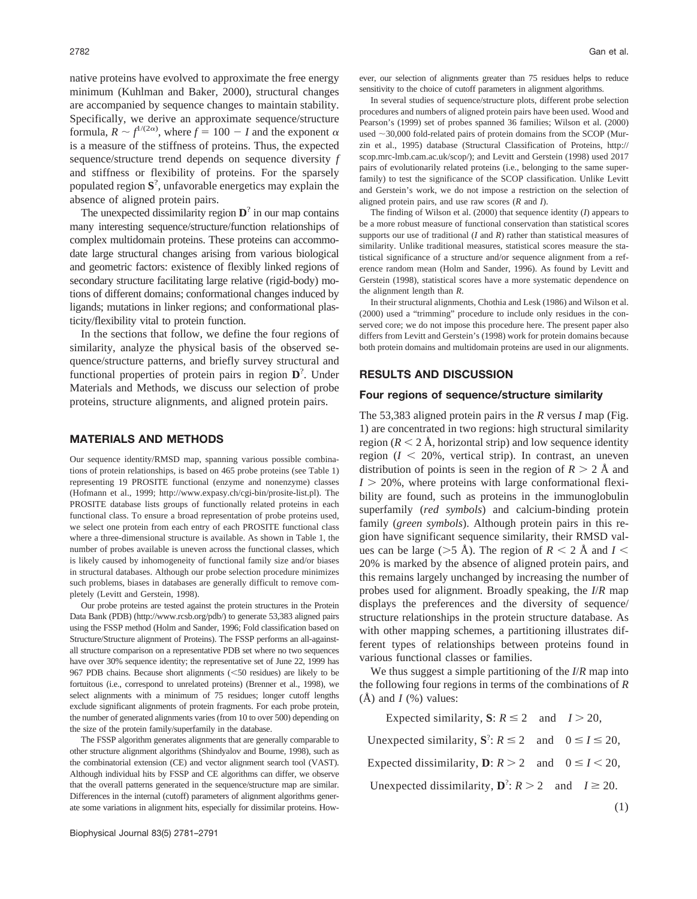native proteins have evolved to approximate the free energy minimum (Kuhlman and Baker, 2000), structural changes are accompanied by sequence changes to maintain stability. Specifically, we derive an approximate sequence/structure formula, $R \sim f^{1/(2\alpha)}$, where $f = 100 - I$ and the exponent $\alpha$ is a measure of the stiffness of proteins. Thus, the expected sequence/structure trend depends on sequence diversity $f$ and stiffness or flexibility of proteins. For the sparsely populated region $\mathbf{S}^?$, unfavorable energetics may explain the absence of aligned protein pairs.

The unexpected dissimilarity region $\mathbf{D}^?$ in our map contains many interesting sequence/structure/function relationships of complex multidomain proteins. These proteins can accommodate large structural changes arising from various biological and geometric factors: existence of flexibly linked regions of secondary structure facilitating large relative (rigid-body) motions of different domains; conformational changes induced by ligands; mutations in linker regions; and conformational plasticity/flexibility vital to protein function.

In the sections that follow, we define the four regions of similarity, analyze the physical basis of the observed sequence/structure patterns, and briefly survey structural and functional properties of protein pairs in region $\mathbf{D}^?$. Under Materials and Methods, we discuss our selection of probe proteins, structure alignments, and aligned protein pairs.

## MATERIALS AND METHODS

Our sequence identity/RMSD map, spanning various possible combinations of protein relationships, is based on 465 probe proteins (see Table 1) representing 19 PROSITE functional (enzyme and nonenzyme) classes (Hofmann et al., 1999; http://www.expasy.ch/cgi-bin/prosite-list.pl). The PROSITE database lists groups of functionally related proteins in each functional class. To ensure a broad representation of probe proteins used, we select one protein from each entry of each PROSITE functional class where a three-dimensional structure is available. As shown in Table 1, the number of probes available is uneven across the functional classes, which is likely caused by inhomogeneity of functional family size and/or biases in structural databases. Although our probe selection procedure minimizes such problems, biases in databases are generally difficult to remove completely (Levitt and Gerstein, 1998).

Our probe proteins are tested against the protein structures in the Protein Data Bank (PDB) (http://www.rcsb.org/pdb/) to generate 53,383 aligned pairs using the FSSP method (Holm and Sander, 1996; Fold classification based on Structure/Structure alignment of Proteins). The FSSP performs an all-against-all structure comparison on a representative PDB set where no two sequences have over 30% sequence identity; the representative set of June 22, 1999 has 967 PDB chains. Because short alignments (<50 residues) are likely to be fortuitous (i.e., correspond to unrelated proteins) (Brenner et al., 1998), we select alignments with a minimum of 75 residues; longer cutoff lengths exclude significant alignments of protein fragments. For each probe protein, the number of generated alignments varies (from 10 to over 500) depending on the size of the protein family/superfamily in the database.

The FSSP algorithm generates alignments that are generally comparable to other structure alignment algorithms (Shindyalov and Bourne, 1998), such as the combinatorial extension (CE) and vector alignment search tool (VAST). Although individual hits by FSSP and CE algorithms can differ, we observe that the overall patterns generated in the sequence/structure map are similar. Differences in the internal (cutoff) parameters of alignment algorithms generate some variations in alignment hits, especially for dissimilar proteins. However, our selection of alignments greater than 75 residues helps to reduce sensitivity to the choice of cutoff parameters in alignment algorithms.

In several studies of sequence/structure plots, different probe selection procedures and numbers of aligned protein pairs have been used. Wood and Pearson's (1999) set of probes spanned 36 families; Wilson et al. (2000) used ~30,000 fold-related pairs of protein domains from the SCOP (Murzin et al., 1995) database (Structural Classification of Proteins, http://scop.mrc-lmb.cam.ac.uk/scop/); and Levitt and Gerstein (1998) used 2017 pairs of evolutionarily related proteins (i.e., belonging to the same superfamily) to test the significance of the SCOP classification. Unlike Levitt and Gerstein's work, we do not impose a restriction on the selection of aligned protein pairs, and use raw scores ($R$ and $I$).

The finding of Wilson et al. (2000) that sequence identity ($I$) appears to be a more robust measure of functional conservation than statistical scores supports our use of traditional ($I$ and $R$) rather than statistical measures of similarity. Unlike traditional measures, statistical scores measure the statistical significance of a structure and/or sequence alignment from a reference random mean (Holm and Sander, 1996). As found by Levitt and Gerstein (1998), statistical scores have a more systematic dependence on the alignment length than $R$.

In their structural alignments, Chothia and Lesk (1986) and Wilson et al. (2000) used a "trimming" procedure to include only residues in the conserved core; we do not impose this procedure here. The present paper also differs from Levitt and Gerstein's (1998) work for protein domains because both protein domains and multidomain proteins are used in our alignments.

## RESULTS AND DISCUSSION

### Four regions of sequence/structure similarity

The 53,383 aligned protein pairs in the $R$ versus $I$ map (Fig. 1) are concentrated in two regions: high structural similarity region ($R < 2$ Å, horizontal strip) and low sequence identity region ($I < 20\%$, vertical strip). In contrast, an uneven distribution of points is seen in the region of $R > 2$ Å and $I > 20\%$, where proteins with large conformational flexibility are found, such as proteins in the immunoglobulin superfamily (*red symbols*) and calcium-binding protein family (*green symbols*). Although protein pairs in this region have significant sequence similarity, their RMSD values can be large (>5 Å). The region of $R < 2$ Å and $I < 20\%$ is marked by the absence of aligned protein pairs, and this remains largely unchanged by increasing the number of probes used for alignment. Broadly speaking, the $I/R$ map displays the preferences and the diversity of sequence/structure relationships in the protein structure database. As with other mapping schemes, a partitioning illustrates different types of relationships between proteins found in various functional classes or families.

We thus suggest a simple partitioning of the $I/R$ map into the following four regions in terms of the combinations of $R$ (Å) and $I$ (%) values:

$$
\begin{aligned}
&\text{Expected similarity, } \mathbf{S}\text{: } R \leq 2 \quad \text{and} \quad I > 20, \\
&\text{Unexpected similarity, } \mathbf{S}^?\text{: } R \leq 2 \quad \text{and} \quad 0 \leq I \leq 20, \\
&\text{Expected dissimilarity, } \mathbf{D}\text{: } R > 2 \quad \text{and} \quad 0 \leq I < 20, \\
&\text{Unexpected dissimilarity, } \mathbf{D}^?\text{: } R > 2 \quad \text{and} \quad I \geq 20.
\end{aligned}
\tag{1}
$$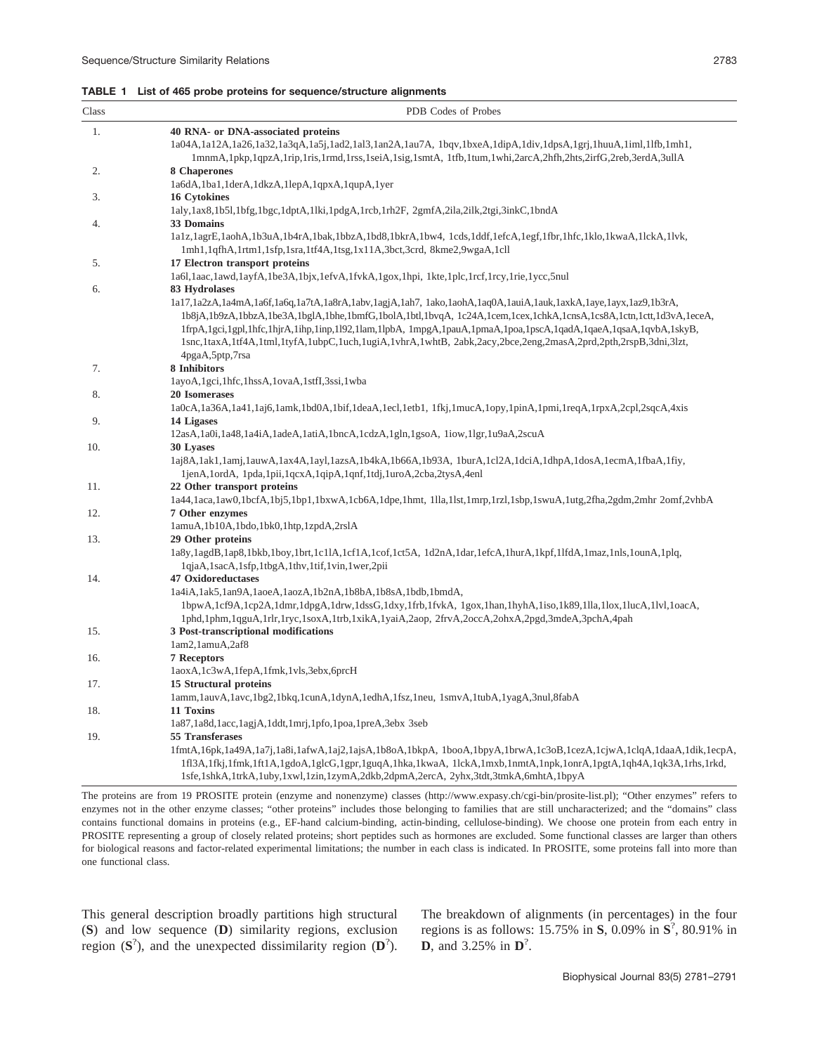**TABLE 1 List of 465 probe proteins for sequence/structure alignments**

| Class | PDB Codes of Probes |
|---|---|
| 1. | **40 RNA- or DNA-associated proteins**<br>1a04A,1a12A,1a26,1a32,1a3qA,1a5j,1ad2,1al3,1an2A,1au7A, 1bqv,1bxeA,1dipA,1div,1dpsA,1grj,1huuA,1iml,1lfb,1mh1, 1mnmA,1pkp,1qpzA,1rip,1ris,1rmd,1rss,1seiA,1sig,1smtA, 1tfb,1tum,1whi,2arcA,2hfh,2hts,2irfG,2reb,3erdA,3ullA |
| 2. | **8 Chaperones**<br>1a6dA,1ba1,1derA,1dkzA,1lepA,1qpxA,1qupA,1yer |
| 3. | **16 Cytokines**<br>1aly,1ax8,1b5l,1bfg,1bgc,1dptA,1lki,1pdgA,1rcb,1rh2F, 2gmfA,2ila,2ilk,2tgi,3inkC,1bndA |
| 4. | **33 Domains**<br>1a1z,1agrE,1aohA,1b3uA,1b4rA,1bak,1bbzA,1bd8,1bkrA,1bw4, 1cds,1ddf,1efcA,1egf,1fbr,1hfc,1klo,1kwaA,1lckA,1lvk, 1mh1,1qfhA,1rtm1,1sfp,1sra,1tf4A,1tsg,1x11A,3bct,3crd, 8kme2,9wgaA,1cll |
| 5. | **17 Electron transport proteins**<br>1a6l,1aac,1awd,1ayfA,1be3A,1bjx,1efvA,1fvkA,1gox,1hpi, 1kte,1plc,1rcf,1rcy,1rie,1ycc,5nul |
| 6. | **83 Hydrolases**<br>1a17,1a2zA,1a4mA,1a6f,1a6q,1a7tA,1a8rA,1abv,1agjA,1ah7, 1ako,1aohA,1aq0A,1auiA,1auk,1axkA,1aye,1ayx,1az9,1b3rA, 1b8jA,1b9zA,1bbzA,1be3A,1bglA,1bhe,1bmfG,1bolA,1btl,1bvqA, 1c24A,1cem,1cex,1chkA,1cnsA,1cs8A,1ctn,1ctt,1d3vA,1eceA, 1frpA,1gci,1gpl,1hfc,1hjrA,1ihp,1inp,1l92,1lam,1lpbA, 1mpgA,1pauA,1pmaA,1poa,1pscA,1qadA,1qaeA,1qsaA,1qvbA,1skyB, 1snc,1taxA,1tf4A,1tml,1tyfA,1ubpC,1uch,1ugiA,1vhrA,1whtB, 2abk,2acy,2bce,2eng,2masA,2prd,2pth,2rspB,3dni,3lzt, 4pgaA,5ptp,7rsa |
| 7. | **8 Inhibitors**<br>1ayoA,1gci,1hfc,1hssA,1ovaA,1stfI,3ssi,1wba |
| 8. | **20 Isomerases**<br>1a0cA,1a36A,1a41,1aj6,1amk,1bd0A,1bif,1deaA,1ecl,1etb1, 1fkj,1mucA,1opy,1pinA,1pmi,1reqA,1rpxA,2cpl,2sqcA,4xis |
| 9. | **14 Ligases**<br>12asA,1a0i,1a48,1a4iA,1adeA,1atiA,1bncA,1cdzA,1gln,1gsoA, 1iow,1lgr,1u9aA,2scuA |
| 10. | **30 Lyases**<br>1aj8A,1ak1,1amj,1auwA,1ax4A,1ayl,1azsA,1b4kA,1b66A,1b93A, 1burA,1cl2A,1dciA,1dhpA,1dosA,1ecmA,1fbaA,1fiy, 1jenA,1ordA, 1pda,1pii,1qcxA,1qipA,1qnf,1tdj,1uroA,2cba,2tysA,4enl |
| 11. | **22 Other transport proteins**<br>1a44,1aca,1aw0,1bcfA,1bj5,1bp1,1bxwA,1cb6A,1dpe,1hmt, 1lla,1lst,1mrp,1rzl,1sbp,1swuA,1utg,2fha,2gdm,2mhr 2omf,2vhbA |
| 12. | **7 Other enzymes**<br>1amuA,1b10A,1bdo,1bk0,1htp,1zpdA,2rslA |
| 13. | **29 Other proteins**<br>1a8y,1agdB,1ap8,1bkb,1boy,1brt,1c1lA,1cf1A,1cof,1ct5A, 1d2nA,1dar,1efcA,1hurA,1kpf,1lfdA,1maz,1nls,1ounA,1plq, 1qjaA,1sacA,1sfp,1tbgA,1thv,1tif,1vin,1wer,2pii |
| 14. | **47 Oxidoreductases**<br>1a4iA,1ak5,1an9A,1aoeA,1aozA,1b2nA,1b8bA,1b8sA,1bdb,1bmdA, 1bpwA,1cf9A,1cp2A,1dmr,1dpgA,1drw,1dssG,1dxy,1frb,1fvkA, 1gox,1han,1hyhA,1iso,1k89,1lla,1lox,1lucA,1lvl,1oacA, 1phd,1phm,1qguA,1rlr,1ryc,1soxA,1trb,1xikA,1yaiA,2aop, 2frvA,2occA,2ohxA,2pgd,3mdeA,3pchA,4pah |
| 15. | **3 Post-transcriptional modifications**<br>1am2,1amuA,2af8 |
| 16. | **7 Receptors**<br>1aoxA,1c3wA,1fepA,1fmk,1vls,3ebx,6prcH |
| 17. | **15 Structural proteins**<br>1amm,1auvA,1avc,1bg2,1bkq,1cunA,1dynA,1edhA,1fsz,1neu, 1smvA,1tubA,1yagA,3nul,8fabA |
| 18. | **11 Toxins**<br>1a87,1a8d,1acc,1agjA,1ddt,1mrj,1pfo,1poa,1preA,3ebx 3seb |
| 19. | **55 Transferases**<br>1fmtA,16pk,1a49A,1a7j,1a8i,1afwA,1aj2,1ajsA,1b8oA,1bkpA, 1booA,1bpyA,1brwA,1c3oB,1cezA,1cjwA,1clqA,1daaA,1dik,1ecpA, 1fl3A,1fkj,1fmk,1ft1A,1gdoA,1glcG,1gpr,1guqA,1hka,1kwaA, 1lckA,1mxb,1nmtA,1npk,1onrA,1pgtA,1qh4A,1qk3A,1rhs,1rkd, 1sfe,1shkA,1trkA,1uby,1xwl,1zin,1zymA,2dkb,2dpmA,2ercA, 2yhx,3tdt,3tmkA,6mhtA,1bpyA |

The proteins are from 19 PROSITE protein (enzyme and nonenzyme) classes (http://www.expasy.ch/cgi-bin/prosite-list.pl); "Other enzymes" refers to enzymes not in the other enzyme classes; "other proteins" includes those belonging to families that are still uncharacterized; and the "domains" class contains functional domains in proteins (e.g., EF-hand calcium-binding, actin-binding, cellulose-binding). We choose one protein from each entry in PROSITE representing a group of closely related proteins; short peptides such as hormones are excluded. Some functional classes are larger than others for biological reasons and factor-related experimental limitations; the number in each class is indicated. In PROSITE, some proteins fall into more than one functional class.

This general description broadly partitions high structural (**S**) and low sequence (**D**) similarity regions, exclusion region ($\mathbf{S}^?$), and the unexpected dissimilarity region ($\mathbf{D}^?$). The breakdown of alignments (in percentages) in the four regions is as follows: 15.75% in **S**, 0.09% in $\mathbf{S}^?$, 80.91% in **D**, and 3.25% in $\mathbf{D}^?$.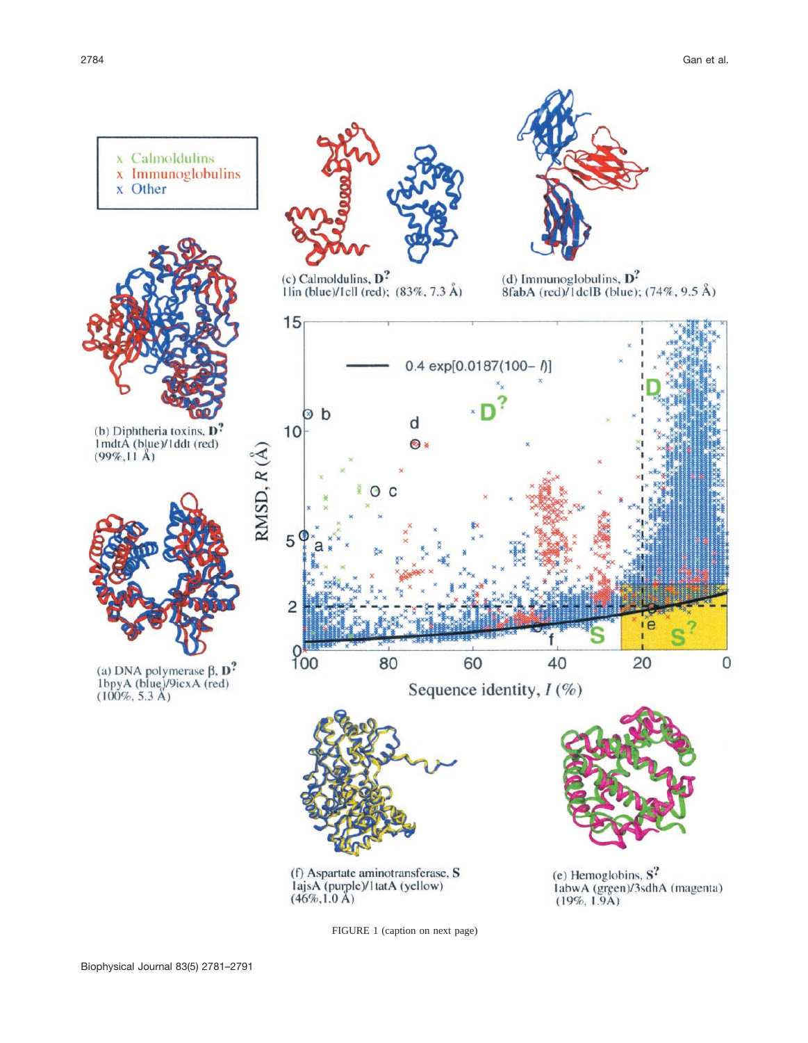FIGURE 1 (caption on next page)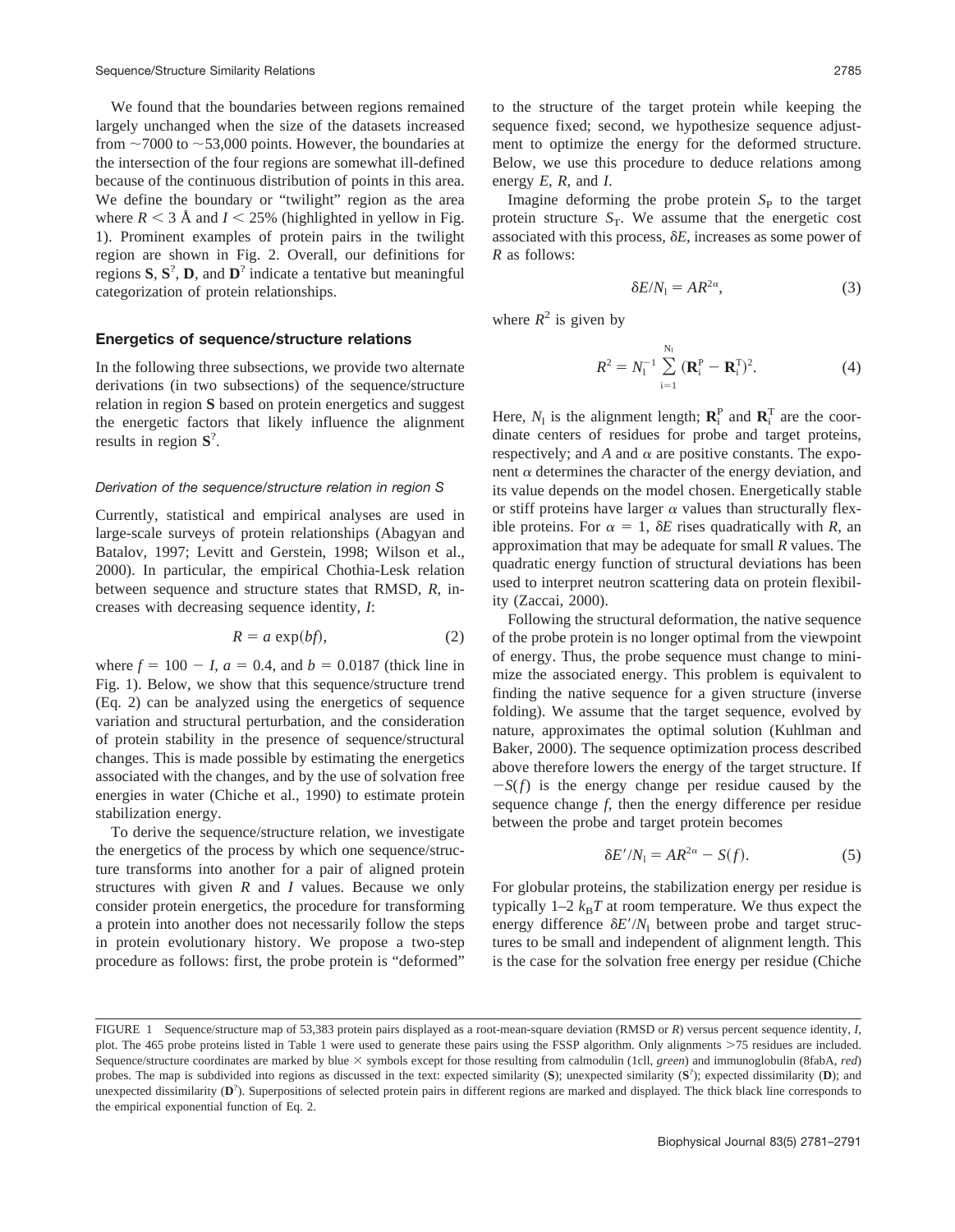We found that the boundaries between regions remained largely unchanged when the size of the datasets increased from ~7000 to ~53,000 points. However, the boundaries at the intersection of the four regions are somewhat ill-defined because of the continuous distribution of points in this area. We define the boundary or "twilight" region as the area where $R < 3$ Å and $I < 25\%$ (highlighted in yellow in Fig. 1). Prominent examples of protein pairs in the twilight region are shown in Fig. 2. Overall, our definitions for regions **S**, $\mathbf{S}^?$, **D**, and $\mathbf{D}^?$ indicate a tentative but meaningful categorization of protein relationships.

## Energetics of sequence/structure relations

In the following three subsections, we provide two alternate derivations (in two subsections) of the sequence/structure relation in region **S** based on protein energetics and suggest the energetic factors that likely influence the alignment results in region $\mathbf{S}^?$.

### *Derivation of the sequence/structure relation in region S*

Currently, statistical and empirical analyses are used in large-scale surveys of protein relationships (Abagyan and Batalov, 1997; Levitt and Gerstein, 1998; Wilson et al., 2000). In particular, the empirical Chothia-Lesk relation between sequence and structure states that RMSD, $R$, increases with decreasing sequence identity, $I$:

$$R = a \exp(bf), \tag{2}$$

where $f = 100 - I$, $a = 0.4$, and $b = 0.0187$ (thick line in Fig. 1). Below, we show that this sequence/structure trend (Eq. 2) can be analyzed using the energetics of sequence variation and structural perturbation, and the consideration of protein stability in the presence of sequence/structural changes. This is made possible by estimating the energetics associated with the changes, and by the use of solvation free energies in water (Chiche et al., 1990) to estimate protein stabilization energy.

To derive the sequence/structure relation, we investigate the energetics of the process by which one sequence/structure transforms into another for a pair of aligned protein structures with given $R$ and $I$ values. Because we only consider protein energetics, the procedure for transforming a protein into another does not necessarily follow the steps in protein evolutionary history. We propose a two-step procedure as follows: first, the probe protein is "deformed" to the structure of the target protein while keeping the sequence fixed; second, we hypothesize sequence adjustment to optimize the energy for the deformed structure. Below, we use this procedure to deduce relations among energy $E$, $R$, and $I$.

Imagine deforming the probe protein $S_P$ to the target protein structure $S_T$. We assume that the energetic cost associated with this process, $\delta E$, increases as some power of $R$ as follows:

$$\delta E/N_l = AR^{2\alpha}, \tag{3}$$

where $R^2$ is given by

$$R^2 = N_l^{-1} \sum_{i=1}^{N_l} (\mathbf{R}_i^P - \mathbf{R}_i^T)^2. \tag{4}$$

Here, $N_l$ is the alignment length; $\mathbf{R}_i^P$ and $\mathbf{R}_i^T$ are the coordinate centers of residues for probe and target proteins, respectively; and $A$ and $\alpha$ are positive constants. The exponent $\alpha$ determines the character of the energy deviation, and its value depends on the model chosen. Energetically stable or stiff proteins have larger $\alpha$ values than structurally flexible proteins. For $\alpha = 1$, $\delta E$ rises quadratically with $R$, an approximation that may be adequate for small $R$ values. The quadratic energy function of structural deviations has been used to interpret neutron scattering data on protein flexibility (Zaccai, 2000).

Following the structural deformation, the native sequence of the probe protein is no longer optimal from the viewpoint of energy. Thus, the probe sequence must change to minimize the associated energy. This problem is equivalent to finding the native sequence for a given structure (inverse folding). We assume that the target sequence, evolved by nature, approximates the optimal solution (Kuhlman and Baker, 2000). The sequence optimization process described above therefore lowers the energy of the target structure. If $-S(f)$ is the energy change per residue caused by the sequence change $f$, then the energy difference per residue between the probe and target protein becomes

$$\delta E'/N_l = AR^{2\alpha} - S(f). \tag{5}$$

For globular proteins, the stabilization energy per residue is typically 1–2 $k_BT$ at room temperature. We thus expect the energy difference $\delta E'/N_l$ between probe and target structures to be small and independent of alignment length. This is the case for the solvation free energy per residue (Chiche

FIGURE 1 Sequence/structure map of 53,383 protein pairs displayed as a root-mean-square deviation (RMSD or $R$) versus percent sequence identity, $I$, plot. The 465 probe proteins listed in Table 1 were used to generate these pairs using the FSSP algorithm. Only alignments >75 residues are included. Sequence/structure coordinates are marked by blue × symbols except for those resulting from calmodulin (1cll, *green*) and immunoglobulin (8fabA, *red*) probes. The map is subdivided into regions as discussed in the text: expected similarity (**S**); unexpected similarity ($\mathbf{S}^?$); expected dissimilarity (**D**); and unexpected dissimilarity ($\mathbf{D}^?$). Superpositions of selected protein pairs in different regions are marked and displayed. The thick black line corresponds to the empirical exponential function of Eq. 2.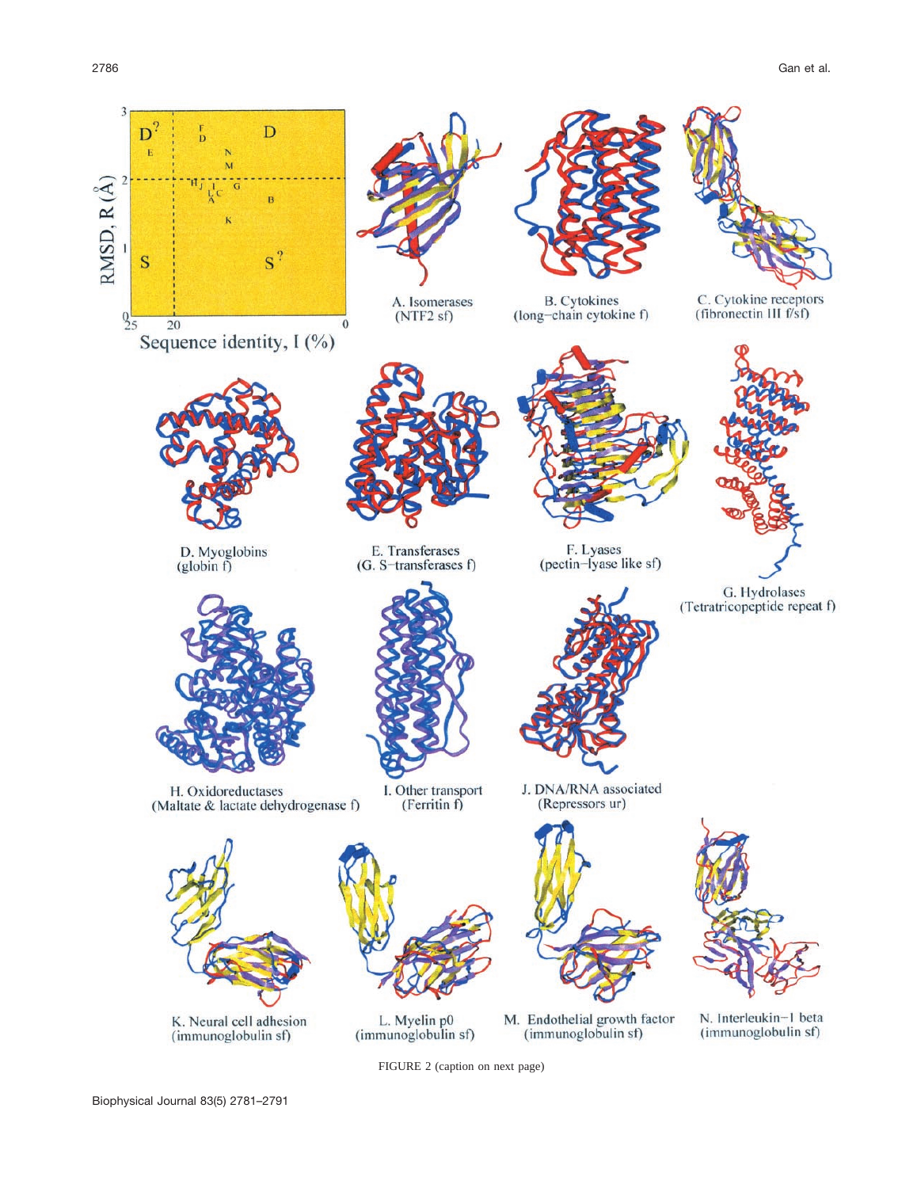FIGURE 2 (caption on next page)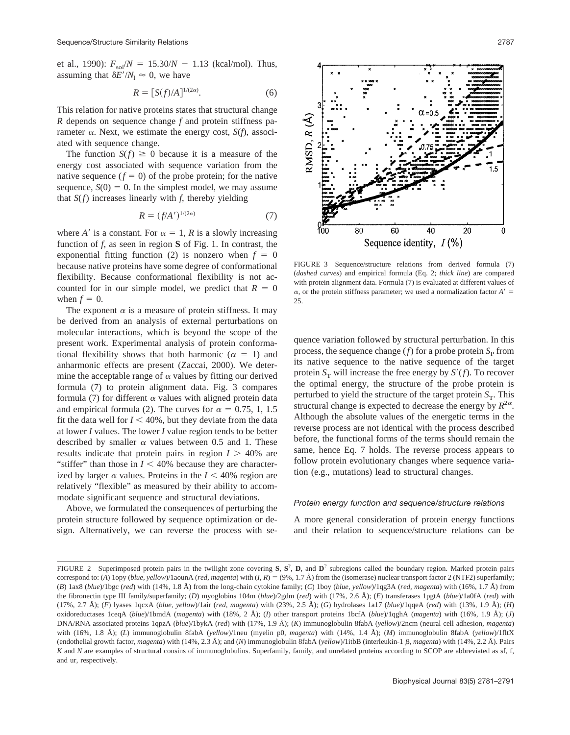et al., 1990): $F_{sol}/N = 15.30/N - 1.13$ (kcal/mol). Thus, assuming that $\delta E'/N_1 \approx 0$, we have

$$R = [S(f)/A]^{1/(2\alpha)}. \tag{6}$$

This relation for native proteins states that structural change $R$ depends on sequence change $f$ and protein stiffness parameter $\alpha$. Next, we estimate the energy cost, $S(f)$, associated with sequence change.

The function $S(f) \geq 0$ because it is a measure of the energy cost associated with sequence variation from the native sequence ($f = 0$) of the probe protein; for the native sequence, $S(0) = 0$. In the simplest model, we may assume that $S(f)$ increases linearly with $f$, thereby yielding

$$R = (f/A')^{1/(2\alpha)} \tag{7}$$

where $A'$ is a constant. For $\alpha = 1$, $R$ is a slowly increasing function of $f$, as seen in region **S** of Fig. 1. In contrast, the exponential fitting function (2) is nonzero when $f = 0$ because native proteins have some degree of conformational flexibility. Because conformational flexibility is not accounted for in our simple model, we predict that $R = 0$ when $f = 0$.

The exponent $\alpha$ is a measure of protein stiffness. It may be derived from an analysis of external perturbations on molecular interactions, which is beyond the scope of the present work. Experimental analysis of protein conformational flexibility shows that both harmonic ($\alpha = 1$) and anharmonic effects are present (Zaccai, 2000). We determine the acceptable range of $\alpha$ values by fitting our derived formula (7) to protein alignment data. Fig. 3 compares formula (7) for different $\alpha$ values with aligned protein data and empirical formula (2). The curves for $\alpha = 0.75$, 1, 1.5 fit the data well for $I < 40\%$, but they deviate from the data at lower $I$ values. The lower $I$ value region tends to be better described by smaller $\alpha$ values between 0.5 and 1. These results indicate that protein pairs in region $I > 40\%$ are "stiffer" than those in $I < 40\%$ because they are characterized by larger $\alpha$ values. Proteins in the $I < 40\%$ region are relatively "flexible" as measured by their ability to accommodate significant sequence and structural deviations.

Above, we formulated the consequences of perturbing the protein structure followed by sequence optimization or design. Alternatively, we can reverse the process with sequence variation followed by structural perturbation. In this process, the sequence change ($f$) for a probe protein $S_P$ from its native sequence to the native sequence of the target protein $S_T$ will increase the free energy by $S'(f)$. To recover the optimal energy, the structure of the probe protein is perturbed to yield the structure of the target protein $S_T$. This structural change is expected to decrease the energy by $R^{2\alpha}$. Although the absolute values of the energetic terms in the reverse process are not identical with the process described before, the functional forms of the terms should remain the same, hence Eq. 7 holds. The reverse process appears to follow protein evolutionary changes where sequence variation (e.g., mutations) lead to structural changes.

FIGURE 3 Sequence/structure relations from derived formula (7) (*dashed curves*) and empirical formula (Eq. 2; *thick line*) are compared with protein alignment data. Formula (7) is evaluated at different values of $\alpha$, or the protein stiffness parameter; we used a normalization factor $A' = 25$.

#### *Protein energy function and sequence/structure relations*

A more general consideration of protein energy functions and their relation to sequence/structure relations can be

FIGURE 2 Superimposed protein pairs in the twilight zone covering **S**, **S**$^?$, **D**, and **D**$^?$ subregions called the boundary region. Marked protein pairs correspond to: (*A*) 1opy (*blue*, *yellow*)/1aounA (*red*, *magenta*) with ($I$, $R$) = (9%, 1.7 Å) from the (isomerase) nuclear transport factor 2 (NTF2) superfamily; (*B*) 1ax8 (*blue*)/1bgc (*red*) with (14%, 1.8 Å) from the long-chain cytokine family; (*C*) 1boy (*blue*, *yellow*)/1qg3A (*red*, *magenta*) with (16%, 1.7 Å) from the fibronectin type III family/superfamily; (*D*) myoglobins 104m (*blue*)/2gdm (*red*) with (17%, 2.6 Å); (*E*) transferases 1pgtA (*blue*)/1a0fA (*red*) with (17%, 2.7 Å); (*F*) lyases 1qcxA (*blue*, *yellow*)/1air (*red*, *magenta*) with (23%, 2.5 Å); (*G*) hydrolases 1a17 (*blue*)/1qqeA (*red*) with (13%, 1.9 Å); (*H*) oxidoreductases 1ceqA (*blue*)/1bmdA (*magenta*) with (18%, 2 Å); (*I*) other transport proteins 1bcfA (*blue*)/1qghA (*magenta*) with (16%, 1.9 Å); (*J*) DNA/RNA associated proteins 1qpzA (*blue*)/1bykA (*red*) with (17%, 1.9 Å); (*K*) immunoglobulin 8fabA (*yellow*)/2ncm (neural cell adhesion, *magenta*) with (16%, 1.8 Å); (*L*) immunoglobulin 8fabA (*yellow*)/1neu (myelin p0, *magenta*) with (14%, 1.4 Å); (*M*) immunoglobulin 8fabA (*yellow*)/1fltX (endothelial growth factor, *magenta*) with (14%, 2.3 Å); and (*N*) immunoglobulin 8fabA (*yellow*)/1itbB (interleukin-1 $\beta$, *magenta*) with (14%, 2.2 Å). Pairs *K* and *N* are examples of structural cousins of immunoglobulins. Superfamily, family, and unrelated proteins according to SCOP are abbreviated as sf, f, and ur, respectively.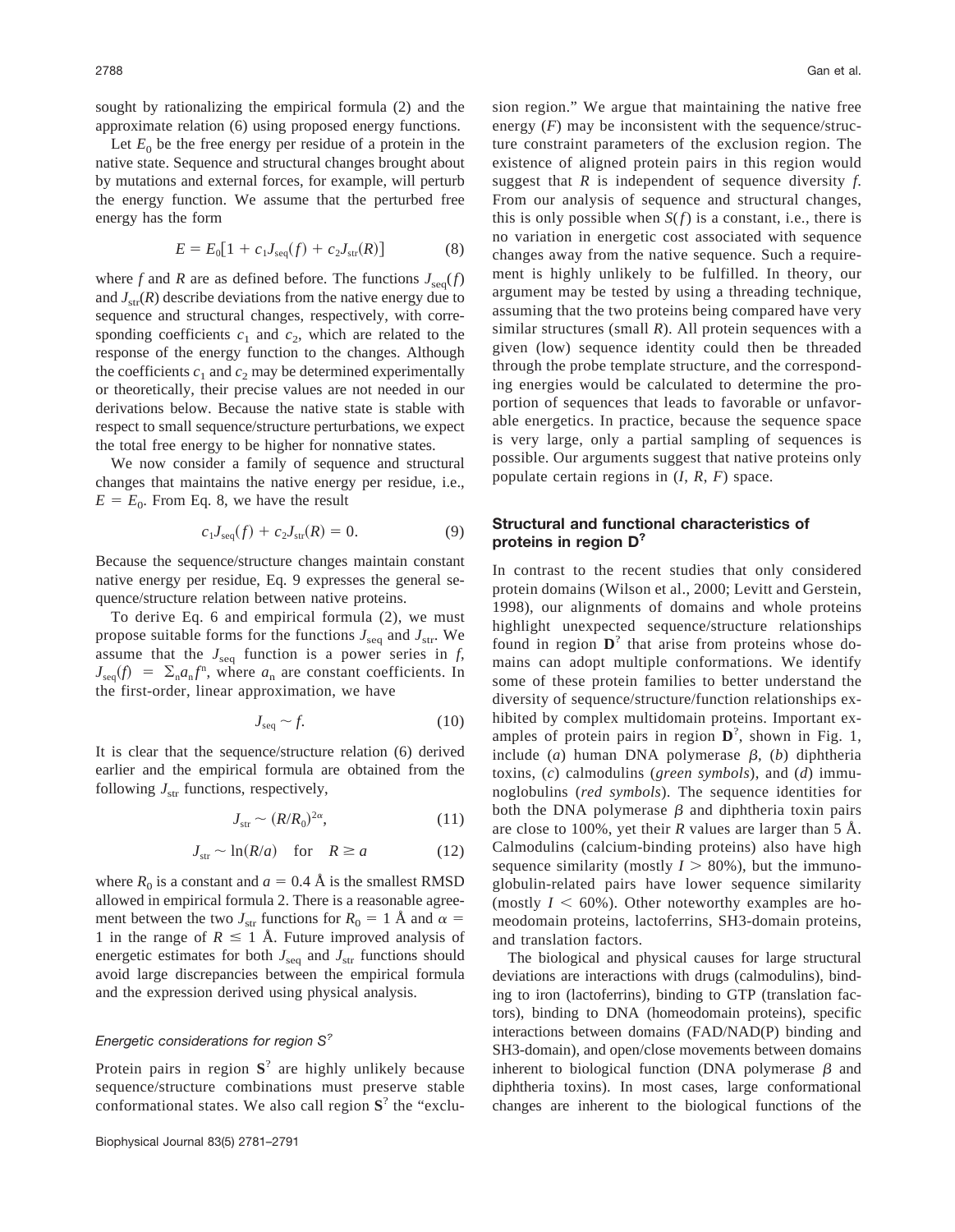sought by rationalizing the empirical formula (2) and the approximate relation (6) using proposed energy functions.

Let $E_0$ be the free energy per residue of a protein in the native state. Sequence and structural changes brought about by mutations and external forces, for example, will perturb the energy function. We assume that the perturbed free energy has the form

$$E = E_0[1 + c_1 J_{\text{seq}}(f) + c_2 J_{\text{str}}(R)] \tag{8}$$

where $f$ and $R$ are as defined before. The functions $J_{\text{seq}}(f)$ and $J_{\text{str}}(R)$ describe deviations from the native energy due to sequence and structural changes, respectively, with corresponding coefficients $c_1$ and $c_2$, which are related to the response of the energy function to the changes. Although the coefficients $c_1$ and $c_2$ may be determined experimentally or theoretically, their precise values are not needed in our derivations below. Because the native state is stable with respect to small sequence/structure perturbations, we expect the total free energy to be higher for nonnative states.

We now consider a family of sequence and structural changes that maintains the native energy per residue, i.e., $E = E_0$. From Eq. 8, we have the result

$$c_1 J_{\text{seq}}(f) + c_2 J_{\text{str}}(R) = 0. \tag{9}$$

Because the sequence/structure changes maintain constant native energy per residue, Eq. 9 expresses the general sequence/structure relation between native proteins.

To derive Eq. 6 and empirical formula (2), we must propose suitable forms for the functions $J_{\text{seq}}$ and $J_{\text{str}}$. We assume that the $J_{\text{seq}}$ function is a power series in $f$, $J_{\text{seq}}(f) = \Sigma_n a_n f^n$, where $a_n$ are constant coefficients. In the first-order, linear approximation, we have

$$J_{\text{seq}} \sim f. \tag{10}$$

It is clear that the sequence/structure relation (6) derived earlier and the empirical formula are obtained from the following $J_{\text{str}}$ functions, respectively,

$$J_{\text{str}} \sim (R/R_0)^{2\alpha}, \tag{11}$$

$$J_{\text{str}} \sim \ln(R/a) \quad \text{for} \quad R \geq a \tag{12}$$

where $R_0$ is a constant and $a = 0.4$ Å is the smallest RMSD allowed in empirical formula 2. There is a reasonable agreement between the two $J_{\text{str}}$ functions for $R_0 = 1$ Å and $\alpha = 1$ in the range of $R \leq 1$ Å. Future improved analysis of energetic estimates for both $J_{\text{seq}}$ and $J_{\text{str}}$ functions should avoid large discrepancies between the empirical formula and the expression derived using physical analysis.

#### *Energetic considerations for region $S^?$*

Protein pairs in region $\mathbf{S}^?$ are highly unlikely because sequence/structure combinations must preserve stable conformational states. We also call region $\mathbf{S}^?$ the "exclusion region." We argue that maintaining the native free energy ($F$) may be inconsistent with the sequence/structure constraint parameters of the exclusion region. The existence of aligned protein pairs in this region would suggest that $R$ is independent of sequence diversity $f$. From our analysis of sequence and structural changes, this is only possible when $S(f)$ is a constant, i.e., there is no variation in energetic cost associated with sequence changes away from the native sequence. Such a requirement is highly unlikely to be fulfilled. In theory, our argument may be tested by using a threading technique, assuming that the two proteins being compared have very similar structures (small $R$). All protein sequences with a given (low) sequence identity could then be threaded through the probe template structure, and the corresponding energies would be calculated to determine the proportion of sequences that leads to favorable or unfavorable energetics. In practice, because the sequence space is very large, only a partial sampling of sequences is possible. Our arguments suggest that native proteins only populate certain regions in ($I$, $R$, $F$) space.

### Structural and functional characteristics of proteins in region $\mathbf{D}^?$

In contrast to the recent studies that only considered protein domains (Wilson et al., 2000; Levitt and Gerstein, 1998), our alignments of domains and whole proteins highlight unexpected sequence/structure relationships found in region $\mathbf{D}^?$ that arise from proteins whose domains can adopt multiple conformations. We identify some of these protein families to better understand the diversity of sequence/structure/function relationships exhibited by complex multidomain proteins. Important examples of protein pairs in region $\mathbf{D}^?$, shown in Fig. 1, include (*a*) human DNA polymerase $\beta$, (*b*) diphtheria toxins, (*c*) calmodulins (*green symbols*), and (*d*) immunoglobulins (*red symbols*). The sequence identities for both the DNA polymerase $\beta$ and diphtheria toxin pairs are close to 100%, yet their $R$ values are larger than 5 Å. Calmodulins (calcium-binding proteins) also have high sequence similarity (mostly $I > 80\%$), but the immunoglobulin-related pairs have lower sequence similarity (mostly $I < 60\%$). Other noteworthy examples are homeodomain proteins, lactoferrins, SH3-domain proteins, and translation factors.

The biological and physical causes for large structural deviations are interactions with drugs (calmodulins), binding to iron (lactoferrins), binding to GTP (translation factors), binding to DNA (homeodomain proteins), specific interactions between domains (FAD/NAD(P) binding and SH3-domain), and open/close movements between domains inherent to biological function (DNA polymerase $\beta$ and diphtheria toxins). In most cases, large conformational changes are inherent to the biological functions of the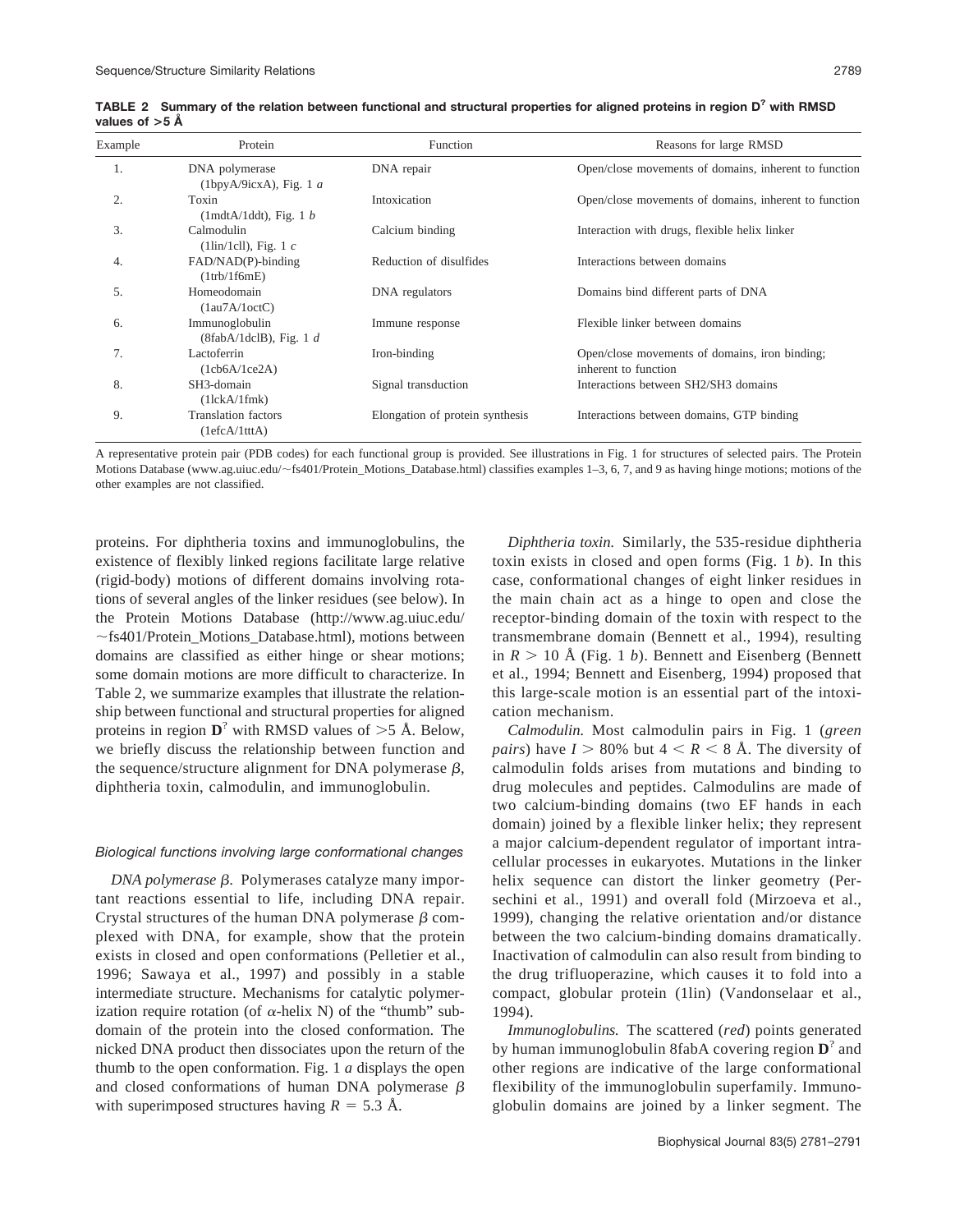**TABLE 2 Summary of the relation between functional and structural properties for aligned proteins in region $\mathbf{D}^?$ with RMSD values of >5 Å**

| Example | Protein | Function | Reasons for large RMSD |
|---|---|---|---|
| 1. | DNA polymerase (1bpyA/9icxA), Fig. 1 *a* | DNA repair | Open/close movements of domains, inherent to function |
| 2. | Toxin (1mdtA/1ddt), Fig. 1 *b* | Intoxication | Open/close movements of domains, inherent to function |
| 3. | Calmodulin (1lin/1cll), Fig. 1 *c* | Calcium binding | Interaction with drugs, flexible helix linker |
| 4. | FAD/NAD(P)-binding (1trb/1f6mE) | Reduction of disulfides | Interactions between domains |
| 5. | Homeodomain (1au7A/1octC) | DNA regulators | Domains bind different parts of DNA |
| 6. | Immunoglobulin (8fabA/1dclB), Fig. 1 *d* | Immune response | Flexible linker between domains |
| 7. | Lactoferrin (1cb6A/1ce2A) | Iron-binding | Open/close movements of domains, iron binding; inherent to function |
| 8. | SH3-domain (1lckA/1fmk) | Signal transduction | Interactions between SH2/SH3 domains |
| 9. | Translation factors (1efcA/1tttA) | Elongation of protein synthesis | Interactions between domains, GTP binding |

A representative protein pair (PDB codes) for each functional group is provided. See illustrations in Fig. 1 for structures of selected pairs. The Protein Motions Database (www.ag.uiuc.edu/~fs401/Protein_Motions_Database.html) classifies examples 1–3, 6, 7, and 9 as having hinge motions; motions of the other examples are not classified.

proteins. For diphtheria toxins and immunoglobulins, the existence of flexibly linked regions facilitate large relative (rigid-body) motions of different domains involving rotations of several angles of the linker residues (see below). In the Protein Motions Database (http://www.ag.uiuc.edu/~fs401/Protein_Motions_Database.html), motions between domains are classified as either hinge or shear motions; some domain motions are more difficult to characterize. In Table 2, we summarize examples that illustrate the relationship between functional and structural properties for aligned proteins in region $\mathbf{D}^?$ with RMSD values of >5 Å. Below, we briefly discuss the relationship between function and the sequence/structure alignment for DNA polymerase $\beta$, diphtheria toxin, calmodulin, and immunoglobulin.

### Biological functions involving large conformational changes

*DNA polymerase $\beta$.* Polymerases catalyze many important reactions essential to life, including DNA repair. Crystal structures of the human DNA polymerase $\beta$ complexed with DNA, for example, show that the protein exists in closed and open conformations (Pelletier et al., 1996; Sawaya et al., 1997) and possibly in a stable intermediate structure. Mechanisms for catalytic polymerization require rotation (of $\alpha$-helix N) of the "thumb" subdomain of the protein into the closed conformation. The nicked DNA product then dissociates upon the return of the thumb to the open conformation. Fig. 1 *a* displays the open and closed conformations of human DNA polymerase $\beta$ with superimposed structures having $R = 5.3$ Å.

*Diphtheria toxin.* Similarly, the 535-residue diphtheria toxin exists in closed and open forms (Fig. 1 *b*). In this case, conformational changes of eight linker residues in the main chain act as a hinge to open and close the receptor-binding domain of the toxin with respect to the transmembrane domain (Bennett et al., 1994), resulting in $R > 10$ Å (Fig. 1 *b*). Bennett and Eisenberg (Bennett et al., 1994; Bennett and Eisenberg, 1994) proposed that this large-scale motion is an essential part of the intoxication mechanism.

*Calmodulin.* Most calmodulin pairs in Fig. 1 (*green pairs*) have $I > 80\%$ but $4 < R < 8$ Å. The diversity of calmodulin folds arises from mutations and binding to drug molecules and peptides. Calmodulins are made of two calcium-binding domains (two EF hands in each domain) joined by a flexible linker helix; they represent a major calcium-dependent regulator of important intracellular processes in eukaryotes. Mutations in the linker helix sequence can distort the linker geometry (Persechini et al., 1991) and overall fold (Mirzoeva et al., 1999), changing the relative orientation and/or distance between the two calcium-binding domains dramatically. Inactivation of calmodulin can also result from binding to the drug trifluoperazine, which causes it to fold into a compact, globular protein (1lin) (Vandonselaar et al., 1994).

*Immunoglobulins.* The scattered (*red*) points generated by human immunoglobulin 8fabA covering region $\mathbf{D}^?$ and other regions are indicative of the large conformational flexibility of the immunoglobulin superfamily. Immunoglobulin domains are joined by a linker segment. The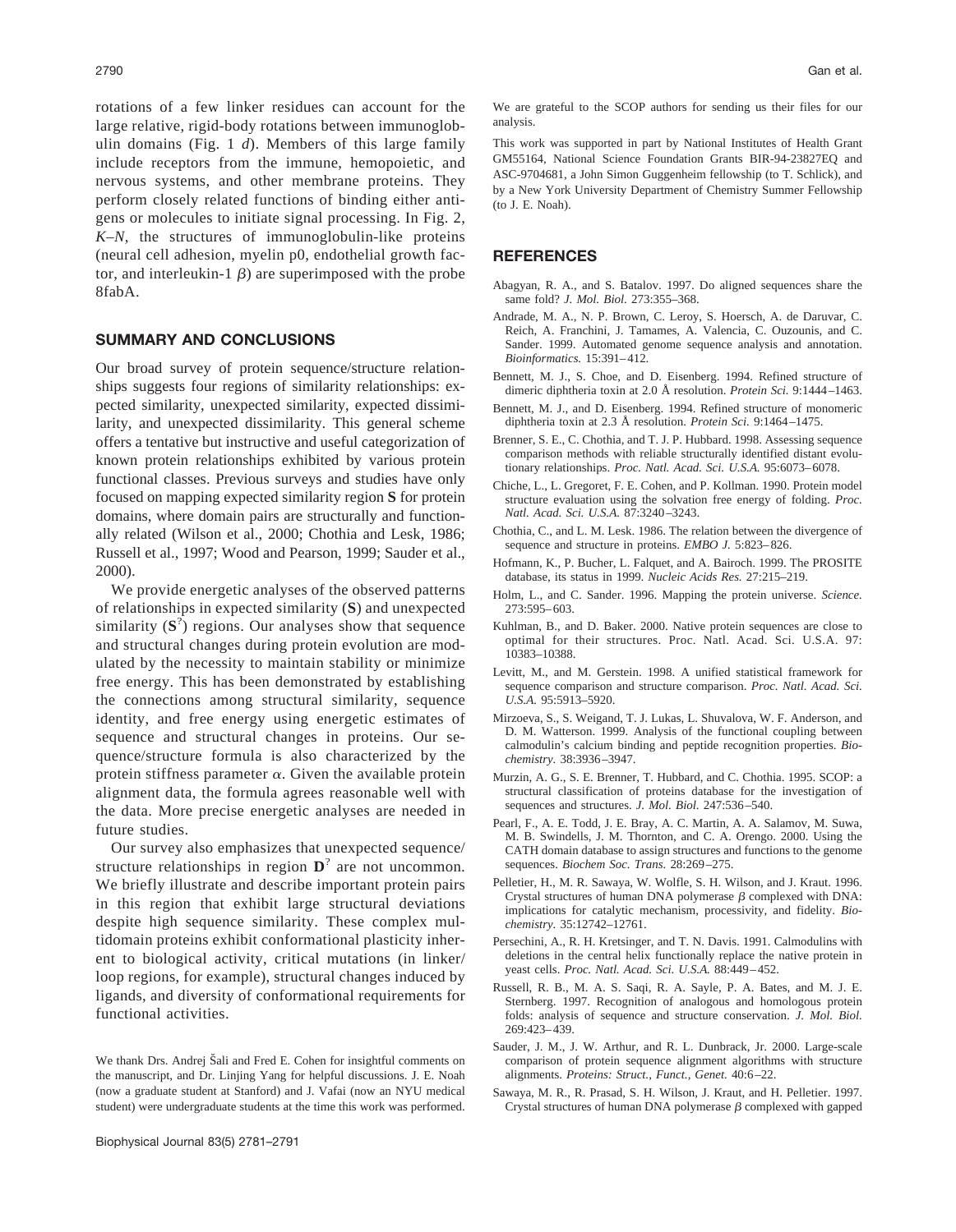rotations of a few linker residues can account for the large relative, rigid-body rotations between immunoglobulin domains (Fig. 1 *d*). Members of this large family include receptors from the immune, hemopoietic, and nervous systems, and other membrane proteins. They perform closely related functions of binding either antigens or molecules to initiate signal processing. In Fig. 2, *K–N*, the structures of immunoglobulin-like proteins (neural cell adhesion, myelin p0, endothelial growth factor, and interleukin-1 $\beta$) are superimposed with the probe 8fabA.

## SUMMARY AND CONCLUSIONS

Our broad survey of protein sequence/structure relationships suggests four regions of similarity relationships: expected similarity, unexpected similarity, expected dissimilarity, and unexpected dissimilarity. This general scheme offers a tentative but instructive and useful categorization of known protein relationships exhibited by various protein functional classes. Previous surveys and studies have only focused on mapping expected similarity region **S** for protein domains, where domain pairs are structurally and functionally related (Wilson et al., 2000; Chothia and Lesk, 1986; Russell et al., 1997; Wood and Pearson, 1999; Sauder et al., 2000).

We provide energetic analyses of the observed patterns of relationships in expected similarity (**S**) and unexpected similarity ($\mathbf{S}^?$) regions. Our analyses show that sequence and structural changes during protein evolution are modulated by the necessity to maintain stability or minimize free energy. This has been demonstrated by establishing the connections among structural similarity, sequence identity, and free energy using energetic estimates of sequence and structural changes in proteins. Our sequence/structure formula is also characterized by the protein stiffness parameter $\alpha$. Given the available protein alignment data, the formula agrees reasonable well with the data. More precise energetic analyses are needed in future studies.

Our survey also emphasizes that unexpected sequence/structure relationships in region $\mathbf{D}^?$ are not uncommon. We briefly illustrate and describe important protein pairs in this region that exhibit large structural deviations despite high sequence similarity. These complex multidomain proteins exhibit conformational plasticity inherent to biological activity, critical mutations (in linker/loop regions, for example), structural changes induced by ligands, and diversity of conformational requirements for functional activities.

We thank Drs. Andrej Šali and Fred E. Cohen for insightful comments on the manuscript, and Dr. Linjing Yang for helpful discussions. J. E. Noah (now a graduate student at Stanford) and J. Vafai (now an NYU medical student) were undergraduate students at the time this work was performed.

We are grateful to the SCOP authors for sending us their files for our analysis.

This work was supported in part by National Institutes of Health Grant GM55164, National Science Foundation Grants BIR-94-23827EQ and ASC-9704681, a John Simon Guggenheim fellowship (to T. Schlick), and by a New York University Department of Chemistry Summer Fellowship (to J. E. Noah).

## REFERENCES

Abagyan, R. A., and S. Batalov. 1997. Do aligned sequences share the same fold? *J. Mol. Biol.* 273:355–368.

Andrade, M. A., N. P. Brown, C. Leroy, S. Hoersch, A. de Daruvar, C. Reich, A. Franchini, J. Tamames, A. Valencia, C. Ouzounis, and C. Sander. 1999. Automated genome sequence analysis and annotation. *Bioinformatics.* 15:391–412.

Bennett, M. J., S. Choe, and D. Eisenberg. 1994. Refined structure of dimeric diphtheria toxin at 2.0 Å resolution. *Protein Sci.* 9:1444–1463.

Bennett, M. J., and D. Eisenberg. 1994. Refined structure of monomeric diphtheria toxin at 2.3 Å resolution. *Protein Sci.* 9:1464–1475.

Brenner, S. E., C. Chothia, and T. J. P. Hubbard. 1998. Assessing sequence comparison methods with reliable structurally identified distant evolutionary relationships. *Proc. Natl. Acad. Sci. U.S.A.* 95:6073–6078.

Chiche, L., L. Gregoret, F. E. Cohen, and P. Kollman. 1990. Protein model structure evaluation using the solvation free energy of folding. *Proc. Natl. Acad. Sci. U.S.A.* 87:3240–3243.

Chothia, C., and L. M. Lesk. 1986. The relation between the divergence of sequence and structure in proteins. *EMBO J.* 5:823–826.

Hofmann, K., P. Bucher, L. Falquet, and A. Bairoch. 1999. The PROSITE database, its status in 1999. *Nucleic Acids Res.* 27:215–219.

Holm, L., and C. Sander. 1996. Mapping the protein universe. *Science.* 273:595–603.

Kuhlman, B., and D. Baker. 2000. Native protein sequences are close to optimal for their structures. Proc. Natl. Acad. Sci. U.S.A. 97: 10383–10388.

Levitt, M., and M. Gerstein. 1998. A unified statistical framework for sequence comparison and structure comparison. *Proc. Natl. Acad. Sci. U.S.A.* 95:5913–5920.

Mirzoeva, S., S. Weigand, T. J. Lukas, L. Shuvalova, W. F. Anderson, and D. M. Watterson. 1999. Analysis of the functional coupling between calmodulin's calcium binding and peptide recognition properties. *Biochemistry.* 38:3936–3947.

Murzin, A. G., S. E. Brenner, T. Hubbard, and C. Chothia. 1995. SCOP: a structural classification of proteins database for the investigation of sequences and structures. *J. Mol. Biol.* 247:536–540.

Pearl, F., A. E. Todd, J. E. Bray, A. C. Martin, A. A. Salamov, M. Suwa, M. B. Swindells, J. M. Thornton, and C. A. Orengo. 2000. Using the CATH domain database to assign structures and functions to the genome sequences. *Biochem Soc. Trans.* 28:269–275.

Pelletier, H., M. R. Sawaya, W. Wolfle, S. H. Wilson, and J. Kraut. 1996. Crystal structures of human DNA polymerase $\beta$ complexed with DNA: implications for catalytic mechanism, processivity, and fidelity. *Biochemistry.* 35:12742–12761.

Persechini, A., R. H. Kretsinger, and T. N. Davis. 1991. Calmodulins with deletions in the central helix functionally replace the native protein in yeast cells. *Proc. Natl. Acad. Sci. U.S.A.* 88:449–452.

Russell, R. B., M. A. S. Saqi, R. A. Sayle, P. A. Bates, and M. J. E. Sternberg. 1997. Recognition of analogous and homologous protein folds: analysis of sequence and structure conservation. *J. Mol. Biol.* 269:423–439.

Sauder, J. M., J. W. Arthur, and R. L. Dunbrack, Jr. 2000. Large-scale comparison of protein sequence alignment algorithms with structure alignments. *Proteins: Struct., Funct., Genet.* 40:6–22.

Sawaya, M. R., R. Prasad, S. H. Wilson, J. Kraut, and H. Pelletier. 1997. Crystal structures of human DNA polymerase $\beta$ complexed with gapped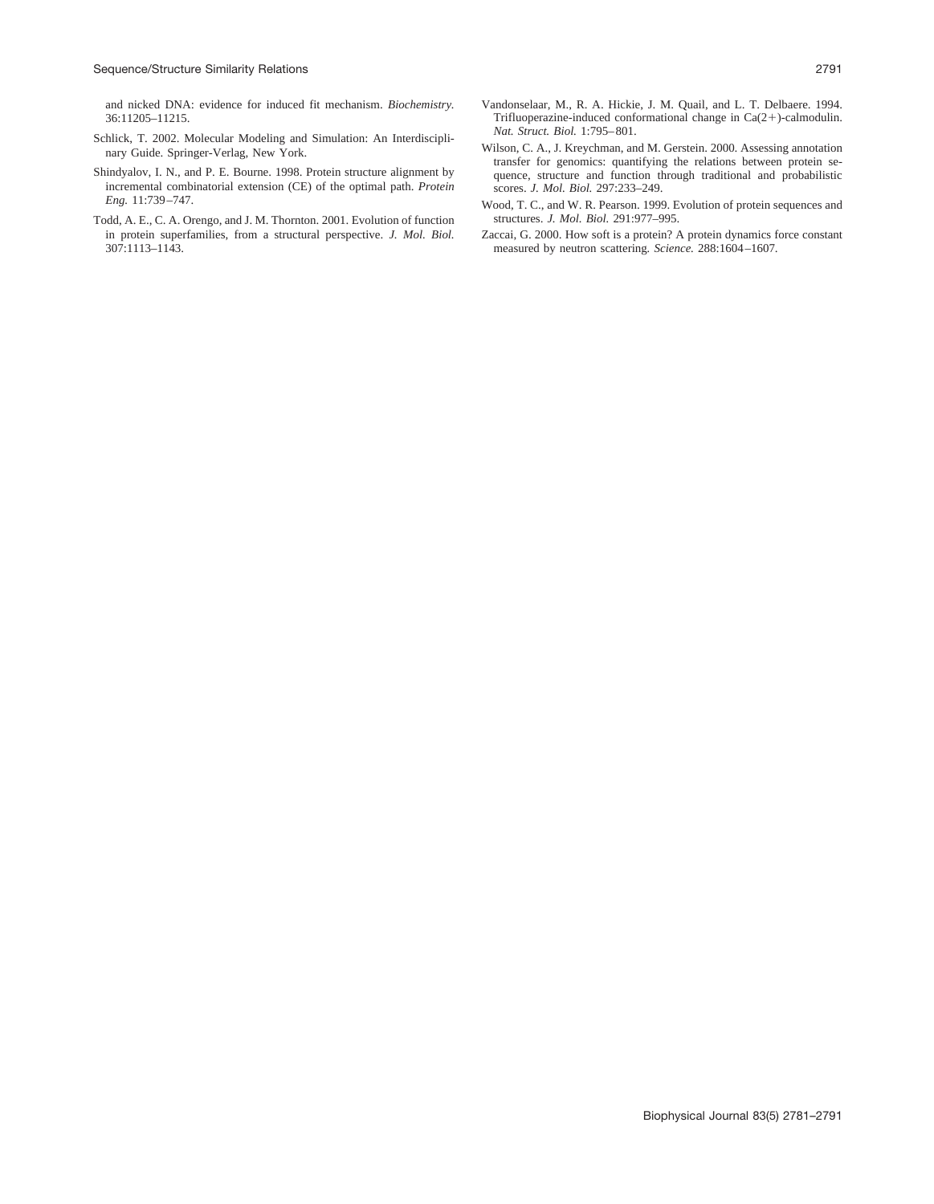and nicked DNA: evidence for induced fit mechanism. *Biochemistry.* 36:11205–11215.

Schlick, T. 2002. Molecular Modeling and Simulation: An Interdisciplinary Guide. Springer-Verlag, New York.

Shindyalov, I. N., and P. E. Bourne. 1998. Protein structure alignment by incremental combinatorial extension (CE) of the optimal path. *Protein Eng.* 11:739–747.

Todd, A. E., C. A. Orengo, and J. M. Thornton. 2001. Evolution of function in protein superfamilies, from a structural perspective. *J. Mol. Biol.* 307:1113–1143.

Vandonselaar, M., R. A. Hickie, J. M. Quail, and L. T. Delbaere. 1994. Trifluoperazine-induced conformational change in Ca(2+)-calmodulin. *Nat. Struct. Biol.* 1:795–801.

Wilson, C. A., J. Kreychman, and M. Gerstein. 2000. Assessing annotation transfer for genomics: quantifying the relations between protein sequence, structure and function through traditional and probabilistic scores. *J. Mol. Biol.* 297:233–249.

Wood, T. C., and W. R. Pearson. 1999. Evolution of protein sequences and structures. *J. Mol. Biol.* 291:977–995.

Zaccai, G. 2000. How soft is a protein? A protein dynamics force constant measured by neutron scattering. *Science.* 288:1604–1607.